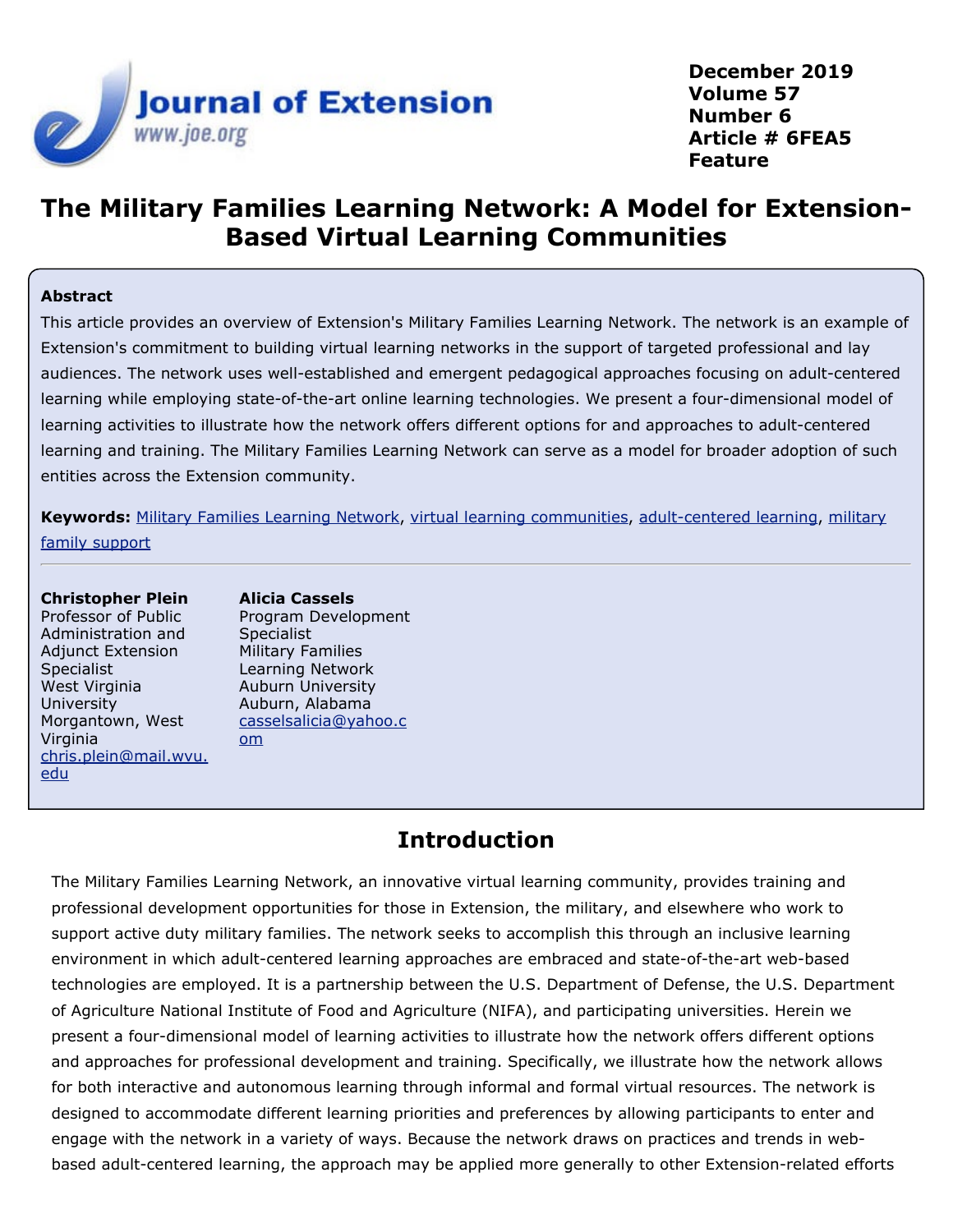December 2019
Volume 57
Number 6
Article # 6FEA5
Feature

# The Military Families Learning Network: A Model for Extension-Based Virtual Learning Communities

**Abstract**

This article provides an overview of Extension's Military Families Learning Network. The network is an example of Extension's commitment to building virtual learning networks in the support of targeted professional and lay audiences. The network uses well-established and emergent pedagogical approaches focusing on adult-centered learning while employing state-of-the-art online learning technologies. We present a four-dimensional model of learning activities to illustrate how the network offers different options for and approaches to adult-centered learning and training. The Military Families Learning Network can serve as a model for broader adoption of such entities across the Extension community.

**Keywords:** Military Families Learning Network, virtual learning communities, adult-centered learning, military family support

**Christopher Plein**
Professor of Public Administration and Adjunct Extension Specialist
West Virginia University
Morgantown, West Virginia
chris.plein@mail.wvu.edu

**Alicia Cassels**
Program Development Specialist
Military Families Learning Network
Auburn University
Auburn, Alabama
casselsalicia@yahoo.com

## Introduction

The Military Families Learning Network, an innovative virtual learning community, provides training and professional development opportunities for those in Extension, the military, and elsewhere who work to support active duty military families. The network seeks to accomplish this through an inclusive learning environment in which adult-centered learning approaches are embraced and state-of-the-art web-based technologies are employed. It is a partnership between the U.S. Department of Defense, the U.S. Department of Agriculture National Institute of Food and Agriculture (NIFA), and participating universities. Herein we present a four-dimensional model of learning activities to illustrate how the network offers different options and approaches for professional development and training. Specifically, we illustrate how the network allows for both interactive and autonomous learning through informal and formal virtual resources. The network is designed to accommodate different learning priorities and preferences by allowing participants to enter and engage with the network in a variety of ways. Because the network draws on practices and trends in web-based adult-centered learning, the approach may be applied more generally to other Extension-related efforts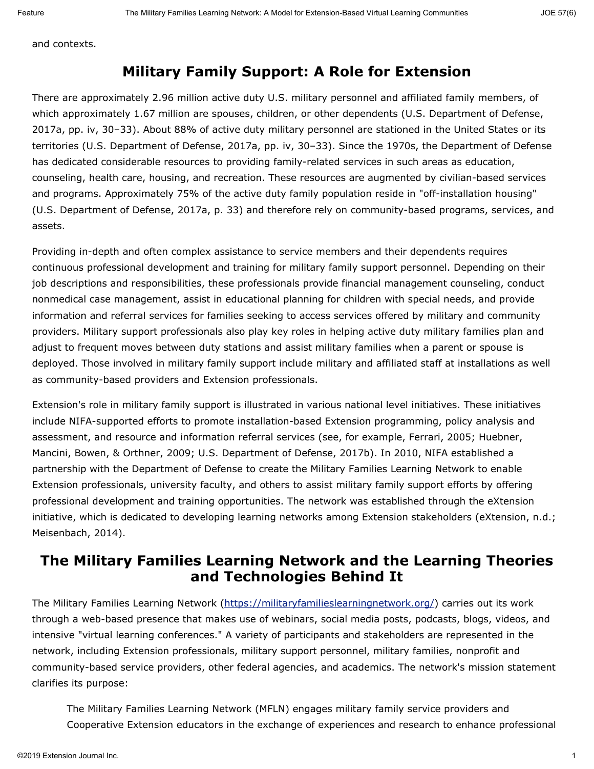and contexts.

## Military Family Support: A Role for Extension

There are approximately 2.96 million active duty U.S. military personnel and affiliated family members, of which approximately 1.67 million are spouses, children, or other dependents (U.S. Department of Defense, 2017a, pp. iv, 30–33). About 88% of active duty military personnel are stationed in the United States or its territories (U.S. Department of Defense, 2017a, pp. iv, 30–33). Since the 1970s, the Department of Defense has dedicated considerable resources to providing family-related services in such areas as education, counseling, health care, housing, and recreation. These resources are augmented by civilian-based services and programs. Approximately 75% of the active duty family population reside in "off-installation housing" (U.S. Department of Defense, 2017a, p. 33) and therefore rely on community-based programs, services, and assets.

Providing in-depth and often complex assistance to service members and their dependents requires continuous professional development and training for military family support personnel. Depending on their job descriptions and responsibilities, these professionals provide financial management counseling, conduct nonmedical case management, assist in educational planning for children with special needs, and provide information and referral services for families seeking to access services offered by military and community providers. Military support professionals also play key roles in helping active duty military families plan and adjust to frequent moves between duty stations and assist military families when a parent or spouse is deployed. Those involved in military family support include military and affiliated staff at installations as well as community-based providers and Extension professionals.

Extension's role in military family support is illustrated in various national level initiatives. These initiatives include NIFA-supported efforts to promote installation-based Extension programming, policy analysis and assessment, and resource and information referral services (see, for example, Ferrari, 2005; Huebner, Mancini, Bowen, & Orthner, 2009; U.S. Department of Defense, 2017b). In 2010, NIFA established a partnership with the Department of Defense to create the Military Families Learning Network to enable Extension professionals, university faculty, and others to assist military family support efforts by offering professional development and training opportunities. The network was established through the eXtension initiative, which is dedicated to developing learning networks among Extension stakeholders (eXtension, n.d.; Meisenbach, 2014).

## The Military Families Learning Network and the Learning Theories and Technologies Behind It

The Military Families Learning Network (https://militaryfamilieslearningnetwork.org/) carries out its work through a web-based presence that makes use of webinars, social media posts, podcasts, blogs, videos, and intensive "virtual learning conferences." A variety of participants and stakeholders are represented in the network, including Extension professionals, military support personnel, military families, nonprofit and community-based service providers, other federal agencies, and academics. The network's mission statement clarifies its purpose:

> The Military Families Learning Network (MFLN) engages military family service providers and Cooperative Extension educators in the exchange of experiences and research to enhance professional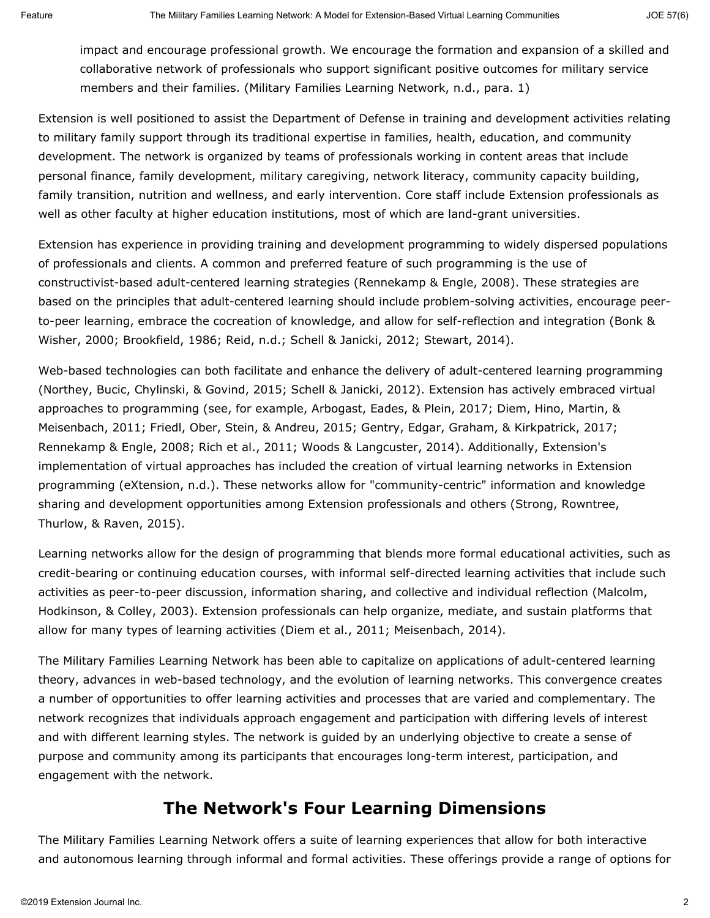impact and encourage professional growth. We encourage the formation and expansion of a skilled and collaborative network of professionals who support significant positive outcomes for military service members and their families. (Military Families Learning Network, n.d., para. 1)

Extension is well positioned to assist the Department of Defense in training and development activities relating to military family support through its traditional expertise in families, health, education, and community development. The network is organized by teams of professionals working in content areas that include personal finance, family development, military caregiving, network literacy, community capacity building, family transition, nutrition and wellness, and early intervention. Core staff include Extension professionals as well as other faculty at higher education institutions, most of which are land-grant universities.

Extension has experience in providing training and development programming to widely dispersed populations of professionals and clients. A common and preferred feature of such programming is the use of constructivist-based adult-centered learning strategies (Rennekamp & Engle, 2008). These strategies are based on the principles that adult-centered learning should include problem-solving activities, encourage peer-to-peer learning, embrace the cocreation of knowledge, and allow for self-reflection and integration (Bonk & Wisher, 2000; Brookfield, 1986; Reid, n.d.; Schell & Janicki, 2012; Stewart, 2014).

Web-based technologies can both facilitate and enhance the delivery of adult-centered learning programming (Northey, Bucic, Chylinski, & Govind, 2015; Schell & Janicki, 2012). Extension has actively embraced virtual approaches to programming (see, for example, Arbogast, Eades, & Plein, 2017; Diem, Hino, Martin, & Meisenbach, 2011; Friedl, Ober, Stein, & Andreu, 2015; Gentry, Edgar, Graham, & Kirkpatrick, 2017; Rennekamp & Engle, 2008; Rich et al., 2011; Woods & Langcuster, 2014). Additionally, Extension's implementation of virtual approaches has included the creation of virtual learning networks in Extension programming (eXtension, n.d.). These networks allow for "community-centric" information and knowledge sharing and development opportunities among Extension professionals and others (Strong, Rowntree, Thurlow, & Raven, 2015).

Learning networks allow for the design of programming that blends more formal educational activities, such as credit-bearing or continuing education courses, with informal self-directed learning activities that include such activities as peer-to-peer discussion, information sharing, and collective and individual reflection (Malcolm, Hodkinson, & Colley, 2003). Extension professionals can help organize, mediate, and sustain platforms that allow for many types of learning activities (Diem et al., 2011; Meisenbach, 2014).

The Military Families Learning Network has been able to capitalize on applications of adult-centered learning theory, advances in web-based technology, and the evolution of learning networks. This convergence creates a number of opportunities to offer learning activities and processes that are varied and complementary. The network recognizes that individuals approach engagement and participation with differing levels of interest and with different learning styles. The network is guided by an underlying objective to create a sense of purpose and community among its participants that encourages long-term interest, participation, and engagement with the network.

## The Network's Four Learning Dimensions

The Military Families Learning Network offers a suite of learning experiences that allow for both interactive and autonomous learning through informal and formal activities. These offerings provide a range of options for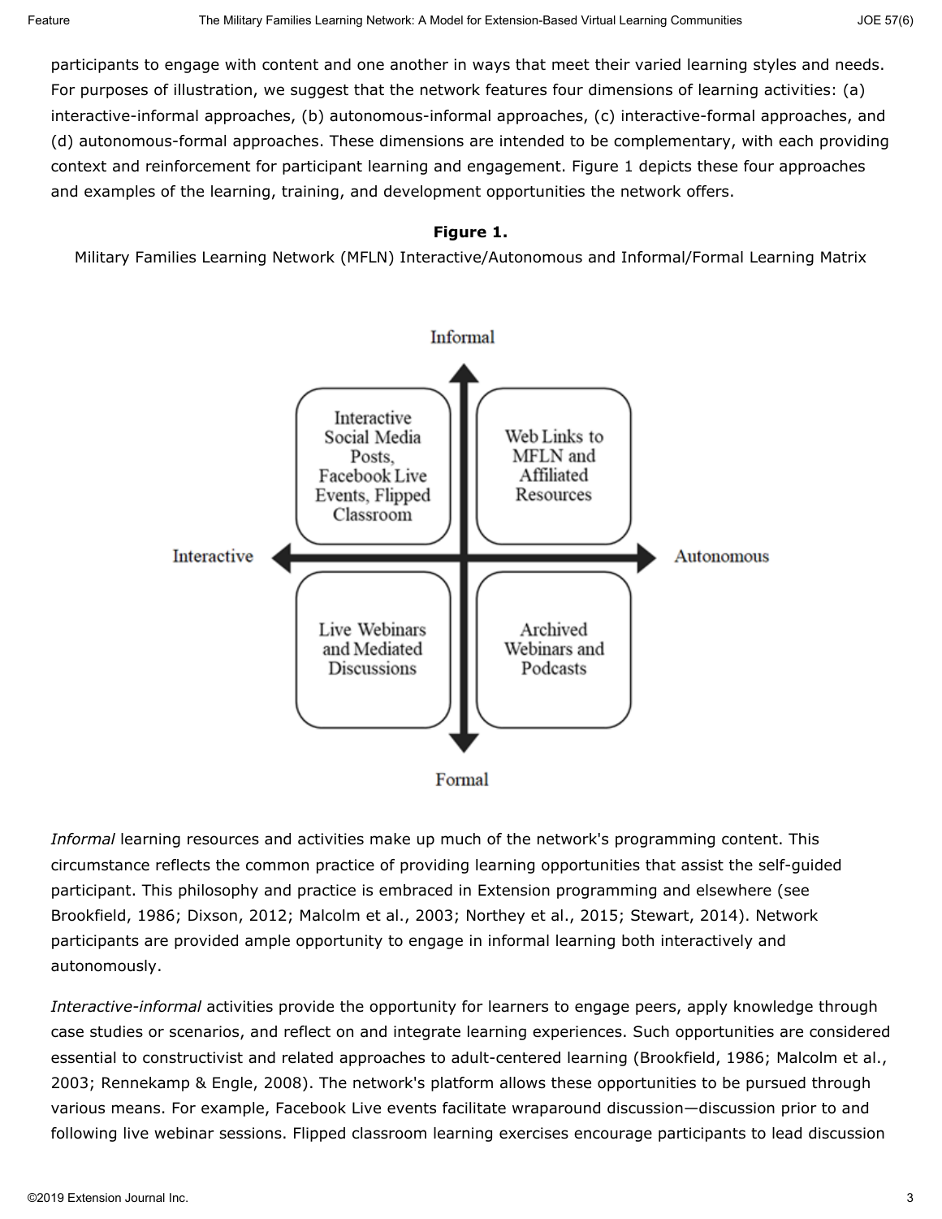participants to engage with content and one another in ways that meet their varied learning styles and needs. For purposes of illustration, we suggest that the network features four dimensions of learning activities: (a) interactive-informal approaches, (b) autonomous-informal approaches, (c) interactive-formal approaches, and (d) autonomous-formal approaches. These dimensions are intended to be complementary, with each providing context and reinforcement for participant learning and engagement. Figure 1 depicts these four approaches and examples of the learning, training, and development opportunities the network offers.

**Figure 1.**

Military Families Learning Network (MFLN) Interactive/Autonomous and Informal/Formal Learning Matrix

Informal

Interactive Social Media Posts, Facebook Live Events, Flipped Classroom

Web Links to MFLN and Affiliated Resources

Interactive

Autonomous

Live Webinars and Mediated Discussions

Archived Webinars and Podcasts

Formal

*Informal* learning resources and activities make up much of the network's programming content. This circumstance reflects the common practice of providing learning opportunities that assist the self-guided participant. This philosophy and practice is embraced in Extension programming and elsewhere (see Brookfield, 1986; Dixson, 2012; Malcolm et al., 2003; Northey et al., 2015; Stewart, 2014). Network participants are provided ample opportunity to engage in informal learning both interactively and autonomously.

*Interactive-informal* activities provide the opportunity for learners to engage peers, apply knowledge through case studies or scenarios, and reflect on and integrate learning experiences. Such opportunities are considered essential to constructivist and related approaches to adult-centered learning (Brookfield, 1986; Malcolm et al., 2003; Rennekamp & Engle, 2008). The network's platform allows these opportunities to be pursued through various means. For example, Facebook Live events facilitate wraparound discussion—discussion prior to and following live webinar sessions. Flipped classroom learning exercises encourage participants to lead discussion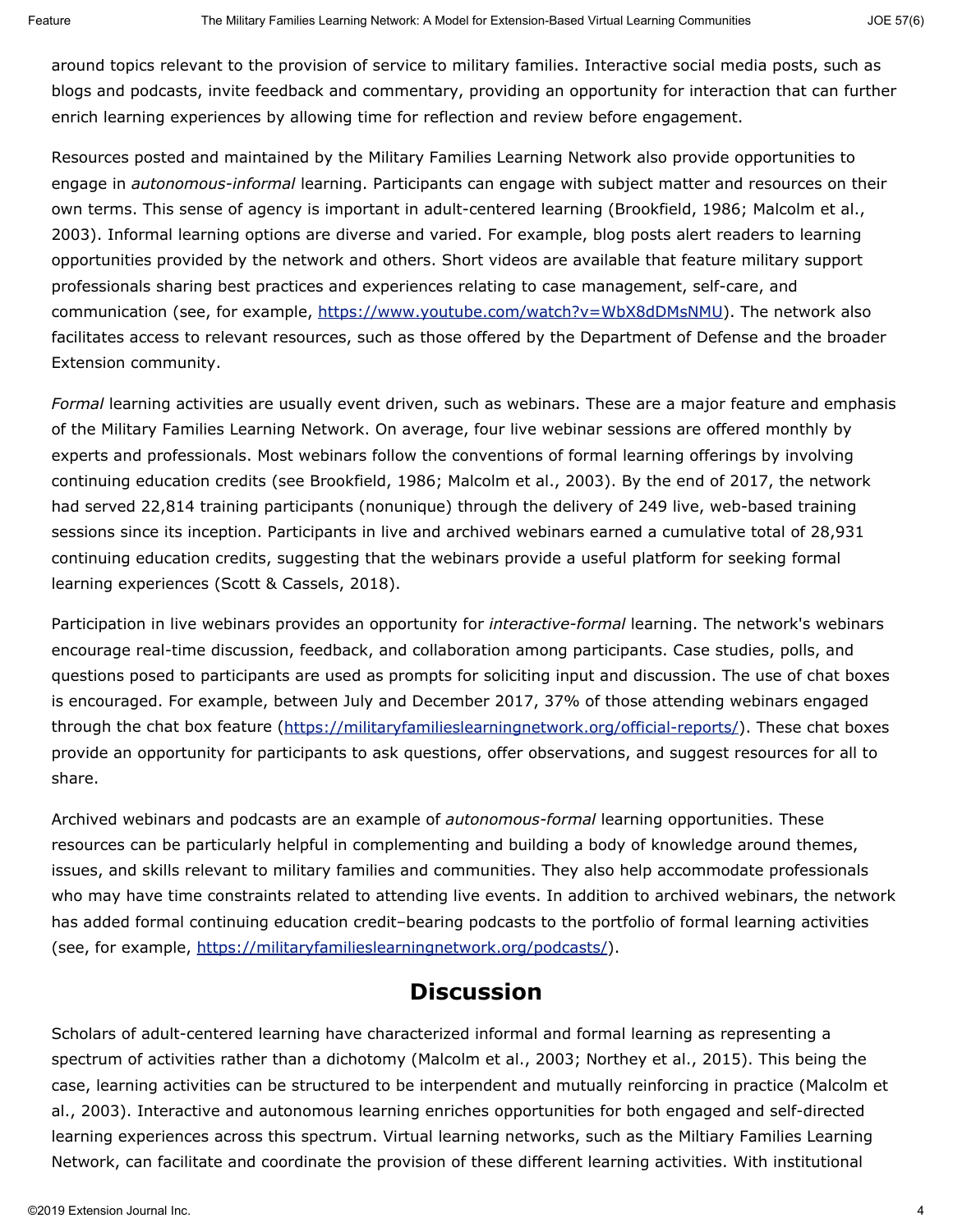around topics relevant to the provision of service to military families. Interactive social media posts, such as blogs and podcasts, invite feedback and commentary, providing an opportunity for interaction that can further enrich learning experiences by allowing time for reflection and review before engagement.

Resources posted and maintained by the Military Families Learning Network also provide opportunities to engage in *autonomous-informal* learning. Participants can engage with subject matter and resources on their own terms. This sense of agency is important in adult-centered learning (Brookfield, 1986; Malcolm et al., 2003). Informal learning options are diverse and varied. For example, blog posts alert readers to learning opportunities provided by the network and others. Short videos are available that feature military support professionals sharing best practices and experiences relating to case management, self-care, and communication (see, for example, https://www.youtube.com/watch?v=WbX8dDMsNMU). The network also facilitates access to relevant resources, such as those offered by the Department of Defense and the broader Extension community.

*Formal* learning activities are usually event driven, such as webinars. These are a major feature and emphasis of the Military Families Learning Network. On average, four live webinar sessions are offered monthly by experts and professionals. Most webinars follow the conventions of formal learning offerings by involving continuing education credits (see Brookfield, 1986; Malcolm et al., 2003). By the end of 2017, the network had served 22,814 training participants (nonunique) through the delivery of 249 live, web-based training sessions since its inception. Participants in live and archived webinars earned a cumulative total of 28,931 continuing education credits, suggesting that the webinars provide a useful platform for seeking formal learning experiences (Scott & Cassels, 2018).

Participation in live webinars provides an opportunity for *interactive-formal* learning. The network's webinars encourage real-time discussion, feedback, and collaboration among participants. Case studies, polls, and questions posed to participants are used as prompts for soliciting input and discussion. The use of chat boxes is encouraged. For example, between July and December 2017, 37% of those attending webinars engaged through the chat box feature (https://militaryfamilieslearningnetwork.org/official-reports/). These chat boxes provide an opportunity for participants to ask questions, offer observations, and suggest resources for all to share.

Archived webinars and podcasts are an example of *autonomous-formal* learning opportunities. These resources can be particularly helpful in complementing and building a body of knowledge around themes, issues, and skills relevant to military families and communities. They also help accommodate professionals who may have time constraints related to attending live events. In addition to archived webinars, the network has added formal continuing education credit–bearing podcasts to the portfolio of formal learning activities (see, for example, https://militaryfamilieslearningnetwork.org/podcasts/).

## Discussion

Scholars of adult-centered learning have characterized informal and formal learning as representing a spectrum of activities rather than a dichotomy (Malcolm et al., 2003; Northey et al., 2015). This being the case, learning activities can be structured to be interpendent and mutually reinforcing in practice (Malcolm et al., 2003). Interactive and autonomous learning enriches opportunities for both engaged and self-directed learning experiences across this spectrum. Virtual learning networks, such as the Miltiary Families Learning Network, can facilitate and coordinate the provision of these different learning activities. With institutional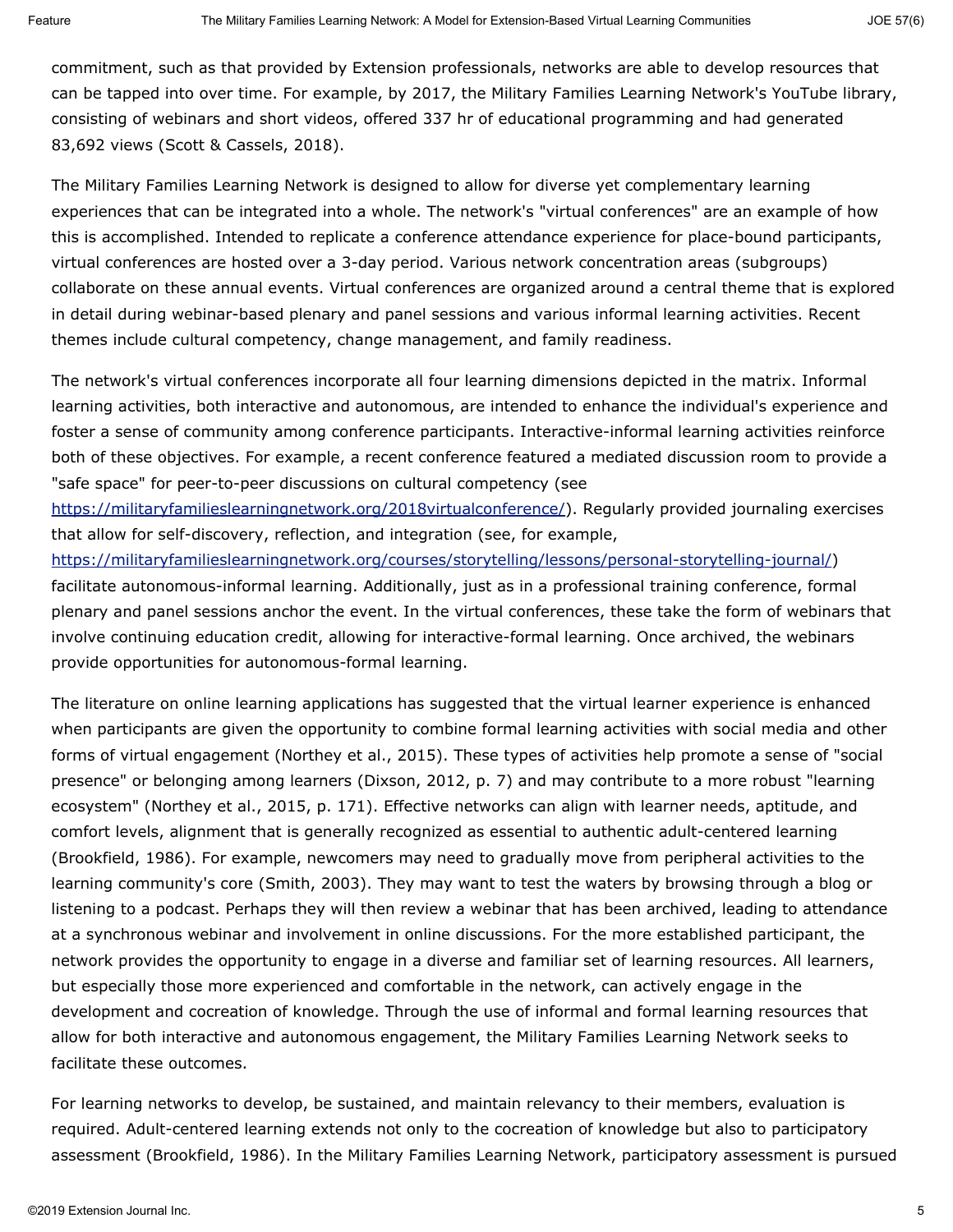commitment, such as that provided by Extension professionals, networks are able to develop resources that can be tapped into over time. For example, by 2017, the Military Families Learning Network's YouTube library, consisting of webinars and short videos, offered 337 hr of educational programming and had generated 83,692 views (Scott & Cassels, 2018).

The Military Families Learning Network is designed to allow for diverse yet complementary learning experiences that can be integrated into a whole. The network's "virtual conferences" are an example of how this is accomplished. Intended to replicate a conference attendance experience for place-bound participants, virtual conferences are hosted over a 3-day period. Various network concentration areas (subgroups) collaborate on these annual events. Virtual conferences are organized around a central theme that is explored in detail during webinar-based plenary and panel sessions and various informal learning activities. Recent themes include cultural competency, change management, and family readiness.

The network's virtual conferences incorporate all four learning dimensions depicted in the matrix. Informal learning activities, both interactive and autonomous, are intended to enhance the individual's experience and foster a sense of community among conference participants. Interactive-informal learning activities reinforce both of these objectives. For example, a recent conference featured a mediated discussion room to provide a "safe space" for peer-to-peer discussions on cultural competency (see https://militaryfamilieslearningnetwork.org/2018virtualconference/). Regularly provided journaling exercises that allow for self-discovery, reflection, and integration (see, for example, https://militaryfamilieslearningnetwork.org/courses/storytelling/lessons/personal-storytelling-journal/) facilitate autonomous-informal learning. Additionally, just as in a professional training conference, formal plenary and panel sessions anchor the event. In the virtual conferences, these take the form of webinars that involve continuing education credit, allowing for interactive-formal learning. Once archived, the webinars provide opportunities for autonomous-formal learning.

The literature on online learning applications has suggested that the virtual learner experience is enhanced when participants are given the opportunity to combine formal learning activities with social media and other forms of virtual engagement (Northey et al., 2015). These types of activities help promote a sense of "social presence" or belonging among learners (Dixson, 2012, p. 7) and may contribute to a more robust "learning ecosystem" (Northey et al., 2015, p. 171). Effective networks can align with learner needs, aptitude, and comfort levels, alignment that is generally recognized as essential to authentic adult-centered learning (Brookfield, 1986). For example, newcomers may need to gradually move from peripheral activities to the learning community's core (Smith, 2003). They may want to test the waters by browsing through a blog or listening to a podcast. Perhaps they will then review a webinar that has been archived, leading to attendance at a synchronous webinar and involvement in online discussions. For the more established participant, the network provides the opportunity to engage in a diverse and familiar set of learning resources. All learners, but especially those more experienced and comfortable in the network, can actively engage in the development and cocreation of knowledge. Through the use of informal and formal learning resources that allow for both interactive and autonomous engagement, the Military Families Learning Network seeks to facilitate these outcomes.

For learning networks to develop, be sustained, and maintain relevancy to their members, evaluation is required. Adult-centered learning extends not only to the cocreation of knowledge but also to participatory assessment (Brookfield, 1986). In the Military Families Learning Network, participatory assessment is pursued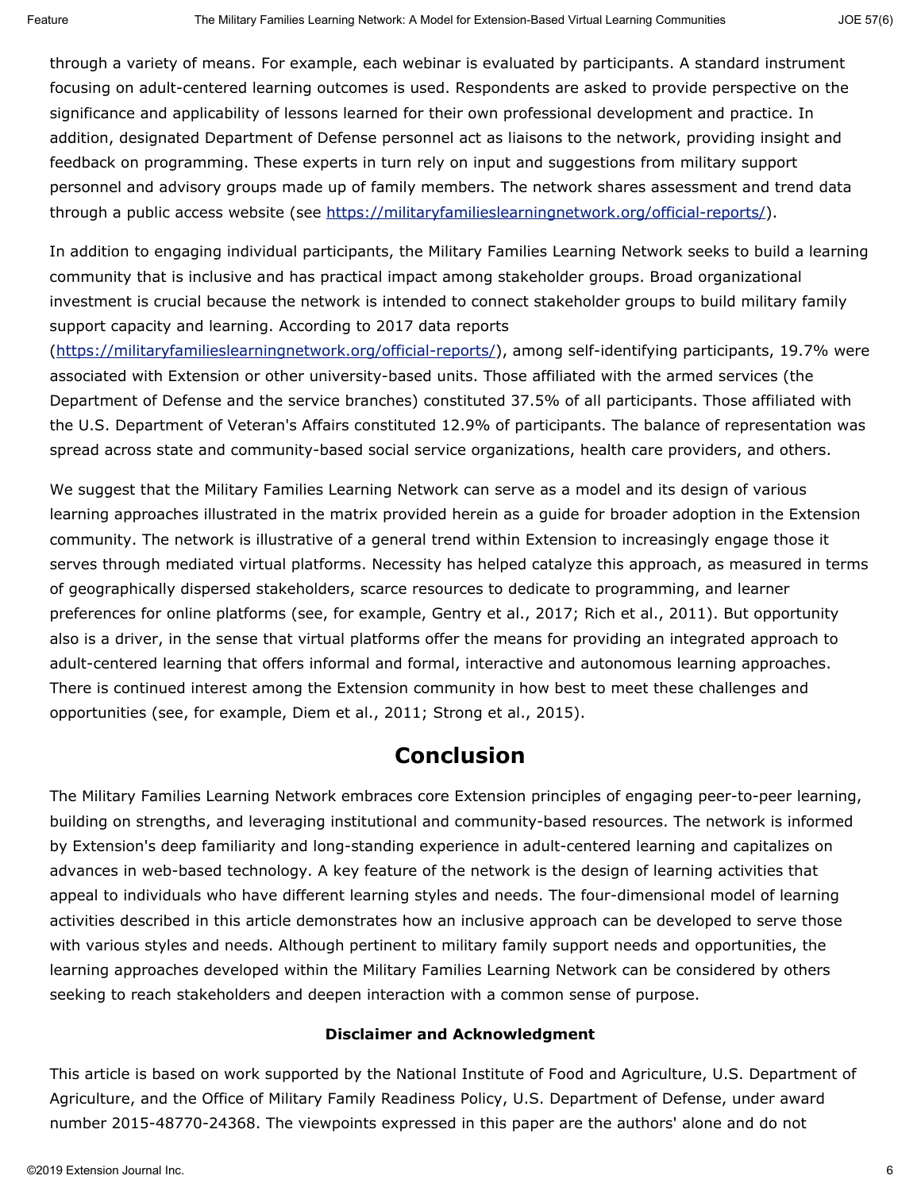through a variety of means. For example, each webinar is evaluated by participants. A standard instrument focusing on adult-centered learning outcomes is used. Respondents are asked to provide perspective on the significance and applicability of lessons learned for their own professional development and practice. In addition, designated Department of Defense personnel act as liaisons to the network, providing insight and feedback on programming. These experts in turn rely on input and suggestions from military support personnel and advisory groups made up of family members. The network shares assessment and trend data through a public access website (see https://militaryfamilieslearningnetwork.org/official-reports/).

In addition to engaging individual participants, the Military Families Learning Network seeks to build a learning community that is inclusive and has practical impact among stakeholder groups. Broad organizational investment is crucial because the network is intended to connect stakeholder groups to build military family support capacity and learning. According to 2017 data reports (https://militaryfamilieslearningnetwork.org/official-reports/), among self-identifying participants, 19.7% were associated with Extension or other university-based units. Those affiliated with the armed services (the Department of Defense and the service branches) constituted 37.5% of all participants. Those affiliated with the U.S. Department of Veteran's Affairs constituted 12.9% of participants. The balance of representation was spread across state and community-based social service organizations, health care providers, and others.

We suggest that the Military Families Learning Network can serve as a model and its design of various learning approaches illustrated in the matrix provided herein as a guide for broader adoption in the Extension community. The network is illustrative of a general trend within Extension to increasingly engage those it serves through mediated virtual platforms. Necessity has helped catalyze this approach, as measured in terms of geographically dispersed stakeholders, scarce resources to dedicate to programming, and learner preferences for online platforms (see, for example, Gentry et al., 2017; Rich et al., 2011). But opportunity also is a driver, in the sense that virtual platforms offer the means for providing an integrated approach to adult-centered learning that offers informal and formal, interactive and autonomous learning approaches. There is continued interest among the Extension community in how best to meet these challenges and opportunities (see, for example, Diem et al., 2011; Strong et al., 2015).

## Conclusion

The Military Families Learning Network embraces core Extension principles of engaging peer-to-peer learning, building on strengths, and leveraging institutional and community-based resources. The network is informed by Extension's deep familiarity and long-standing experience in adult-centered learning and capitalizes on advances in web-based technology. A key feature of the network is the design of learning activities that appeal to individuals who have different learning styles and needs. The four-dimensional model of learning activities described in this article demonstrates how an inclusive approach can be developed to serve those with various styles and needs. Although pertinent to military family support needs and opportunities, the learning approaches developed within the Military Families Learning Network can be considered by others seeking to reach stakeholders and deepen interaction with a common sense of purpose.

### Disclaimer and Acknowledgment

This article is based on work supported by the National Institute of Food and Agriculture, U.S. Department of Agriculture, and the Office of Military Family Readiness Policy, U.S. Department of Defense, under award number 2015-48770-24368. The viewpoints expressed in this paper are the authors' alone and do not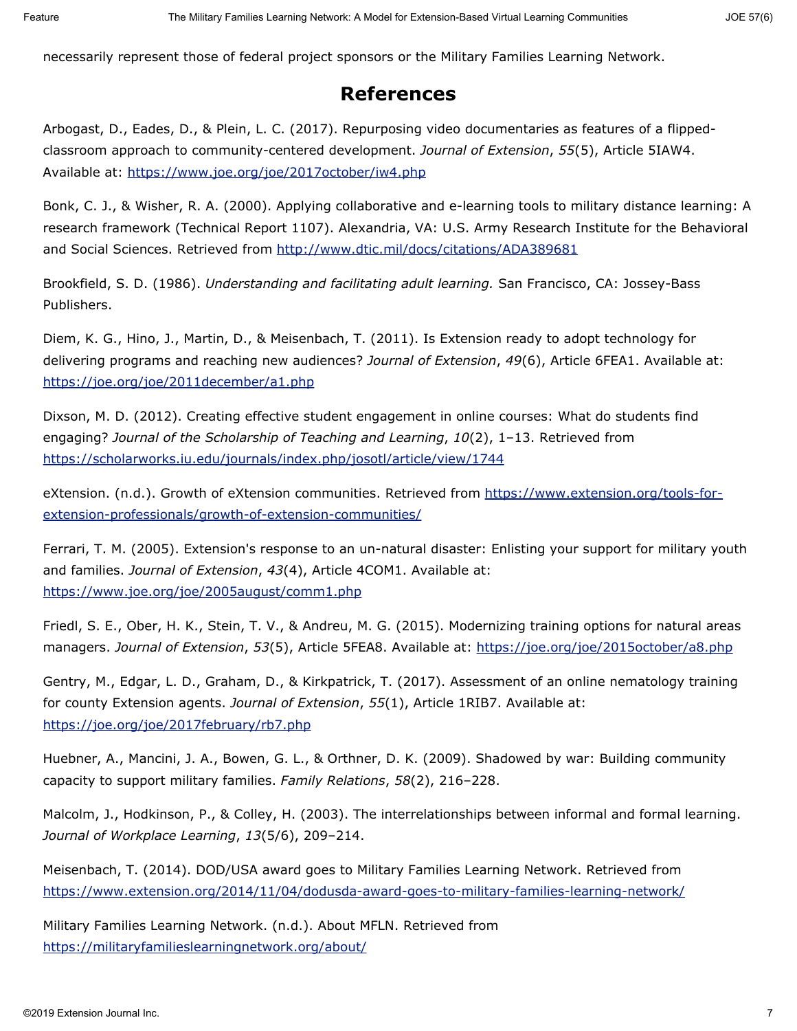necessarily represent those of federal project sponsors or the Military Families Learning Network.

## References

Arbogast, D., Eades, D., & Plein, L. C. (2017). Repurposing video documentaries as features of a flipped-classroom approach to community-centered development. *Journal of Extension*, *55*(5), Article 5IAW4. Available at: https://www.joe.org/joe/2017october/iw4.php

Bonk, C. J., & Wisher, R. A. (2000). Applying collaborative and e-learning tools to military distance learning: A research framework (Technical Report 1107). Alexandria, VA: U.S. Army Research Institute for the Behavioral and Social Sciences. Retrieved from http://www.dtic.mil/docs/citations/ADA389681

Brookfield, S. D. (1986). *Understanding and facilitating adult learning.* San Francisco, CA: Jossey-Bass Publishers.

Diem, K. G., Hino, J., Martin, D., & Meisenbach, T. (2011). Is Extension ready to adopt technology for delivering programs and reaching new audiences? *Journal of Extension*, *49*(6), Article 6FEA1. Available at: https://joe.org/joe/2011december/a1.php

Dixson, M. D. (2012). Creating effective student engagement in online courses: What do students find engaging? *Journal of the Scholarship of Teaching and Learning*, *10*(2), 1–13. Retrieved from https://scholarworks.iu.edu/journals/index.php/josotl/article/view/1744

eXtension. (n.d.). Growth of eXtension communities. Retrieved from https://www.extension.org/tools-for-extension-professionals/growth-of-extension-communities/

Ferrari, T. M. (2005). Extension's response to an un-natural disaster: Enlisting your support for military youth and families. *Journal of Extension*, *43*(4), Article 4COM1. Available at: https://www.joe.org/joe/2005august/comm1.php

Friedl, S. E., Ober, H. K., Stein, T. V., & Andreu, M. G. (2015). Modernizing training options for natural areas managers. *Journal of Extension*, *53*(5), Article 5FEA8. Available at: https://joe.org/joe/2015october/a8.php

Gentry, M., Edgar, L. D., Graham, D., & Kirkpatrick, T. (2017). Assessment of an online nematology training for county Extension agents. *Journal of Extension*, *55*(1), Article 1RIB7. Available at: https://joe.org/joe/2017february/rb7.php

Huebner, A., Mancini, J. A., Bowen, G. L., & Orthner, D. K. (2009). Shadowed by war: Building community capacity to support military families. *Family Relations*, *58*(2), 216–228.

Malcolm, J., Hodkinson, P., & Colley, H. (2003). The interrelationships between informal and formal learning. *Journal of Workplace Learning*, *13*(5/6), 209–214.

Meisenbach, T. (2014). DOD/USA award goes to Military Families Learning Network. Retrieved from https://www.extension.org/2014/11/04/dodusda-award-goes-to-military-families-learning-network/

Military Families Learning Network. (n.d.). About MFLN. Retrieved from https://militaryfamilieslearningnetwork.org/about/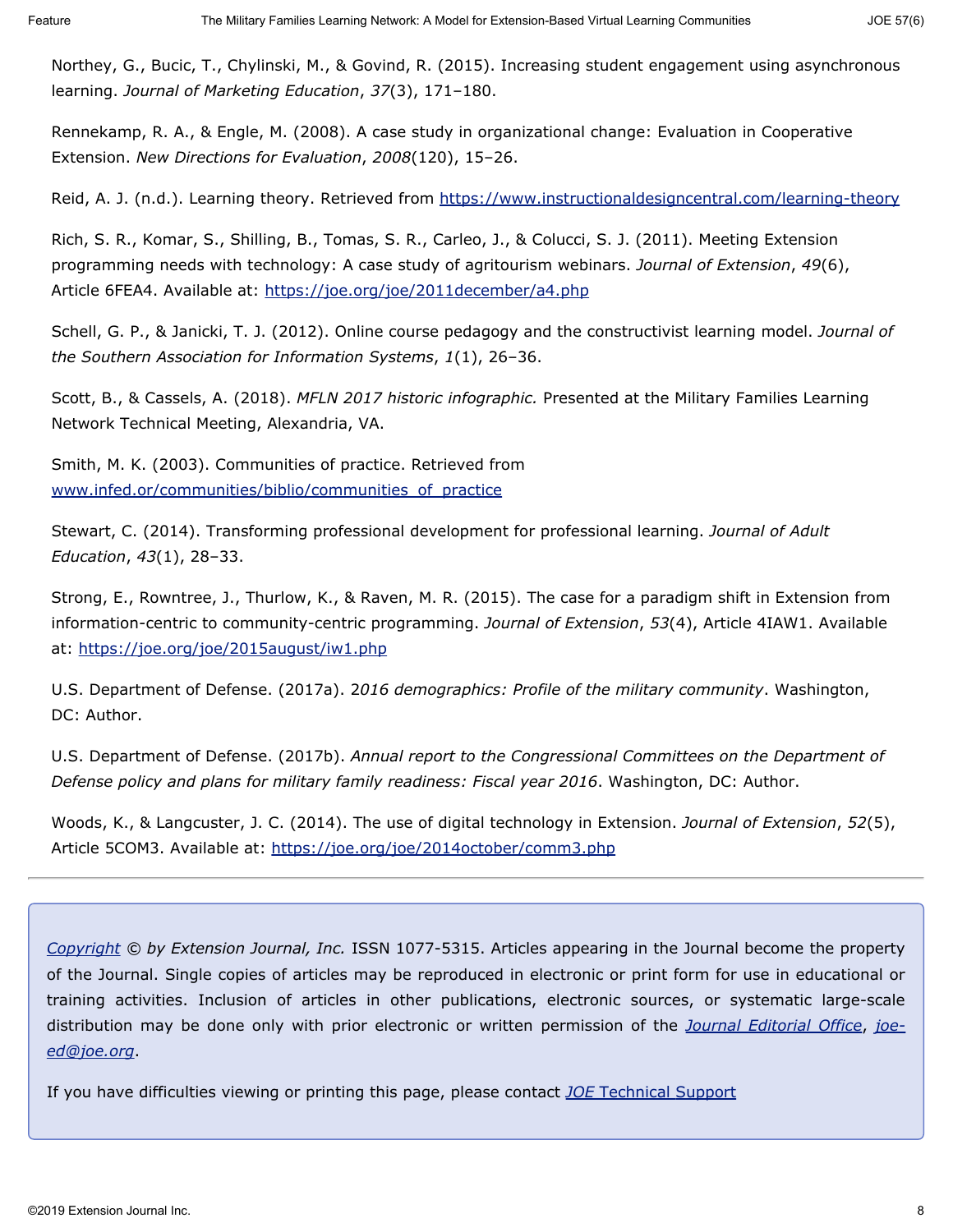Northey, G., Bucic, T., Chylinski, M., & Govind, R. (2015). Increasing student engagement using asynchronous learning. *Journal of Marketing Education*, *37*(3), 171–180.

Rennekamp, R. A., & Engle, M. (2008). A case study in organizational change: Evaluation in Cooperative Extension. *New Directions for Evaluation*, *2008*(120), 15–26.

Reid, A. J. (n.d.). Learning theory. Retrieved from https://www.instructionaldesigncentral.com/learning-theory

Rich, S. R., Komar, S., Shilling, B., Tomas, S. R., Carleo, J., & Colucci, S. J. (2011). Meeting Extension programming needs with technology: A case study of agritourism webinars. *Journal of Extension*, *49*(6), Article 6FEA4. Available at: https://joe.org/joe/2011december/a4.php

Schell, G. P., & Janicki, T. J. (2012). Online course pedagogy and the constructivist learning model. *Journal of the Southern Association for Information Systems*, *1*(1), 26–36.

Scott, B., & Cassels, A. (2018). *MFLN 2017 historic infographic.* Presented at the Military Families Learning Network Technical Meeting, Alexandria, VA.

Smith, M. K. (2003). Communities of practice. Retrieved from www.infed.or/communities/biblio/communities_of_practice

Stewart, C. (2014). Transforming professional development for professional learning. *Journal of Adult Education*, *43*(1), 28–33.

Strong, E., Rowntree, J., Thurlow, K., & Raven, M. R. (2015). The case for a paradigm shift in Extension from information-centric to community-centric programming. *Journal of Extension*, *53*(4), Article 4IAW1. Available at: https://joe.org/joe/2015august/iw1.php

U.S. Department of Defense. (2017a). 2*016 demographics: Profile of the military community*. Washington, DC: Author.

U.S. Department of Defense. (2017b). *Annual report to the Congressional Committees on the Department of Defense policy and plans for military family readiness: Fiscal year 2016*. Washington, DC: Author.

Woods, K., & Langcuster, J. C. (2014). The use of digital technology in Extension. *Journal of Extension*, *52*(5), Article 5COM3. Available at: https://joe.org/joe/2014october/comm3.php

---

*Copyright* © *by Extension Journal, Inc.* ISSN 1077-5315. Articles appearing in the Journal become the property of the Journal. Single copies of articles may be reproduced in electronic or print form for use in educational or training activities. Inclusion of articles in other publications, electronic sources, or systematic large-scale distribution may be done only with prior electronic or written permission of the *Journal Editorial Office*, *joe-ed@joe.org*.

If you have difficulties viewing or printing this page, please contact *JOE* Technical Support